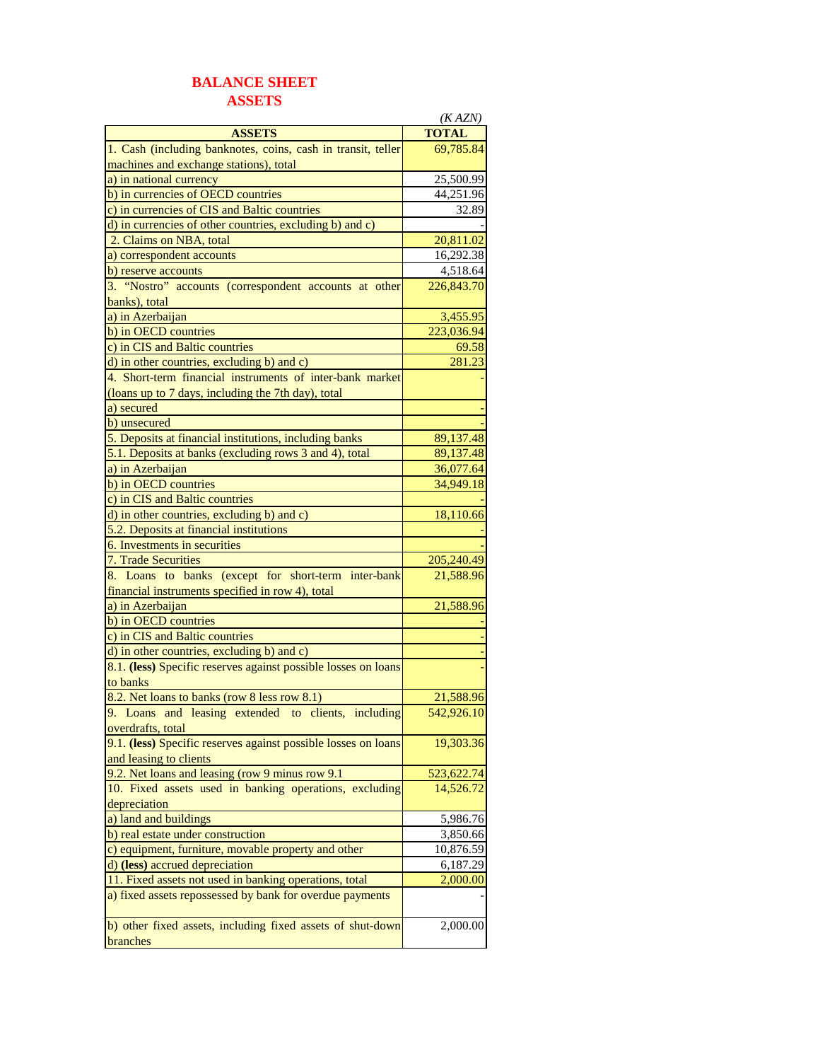# BALANCE SHEET
## ASSETS

*(K AZN)*

| ASSETS | TOTAL |
|---|---|
| 1. Cash (including banknotes, coins, cash in transit, teller machines and exchange stations), total | 69,785.84 |
| a) in national currency | 25,500.99 |
| b) in currencies of OECD countries | 44,251.96 |
| c) in currencies of CIS and Baltic countries | 32.89 |
| d) in currencies of other countries, excluding b) and c) | - |
| 2. Claims on NBA, total | 20,811.02 |
| a) correspondent accounts | 16,292.38 |
| b) reserve accounts | 4,518.64 |
| 3. "Nostro" accounts (correspondent accounts at other banks), total | 226,843.70 |
| a) in Azerbaijan | 3,455.95 |
| b) in OECD countries | 223,036.94 |
| c) in CIS and Baltic countries | 69.58 |
| d) in other countries, excluding b) and c) | 281.23 |
| 4. Short-term financial instruments of inter-bank market (loans up to 7 days, including the 7th day), total | - |
| a) secured | - |
| b) unsecured | - |
| 5. Deposits at financial institutions, including banks | 89,137.48 |
| 5.1. Deposits at banks (excluding rows 3 and 4), total | 89,137.48 |
| a) in Azerbaijan | 36,077.64 |
| b) in OECD countries | 34,949.18 |
| c) in CIS and Baltic countries | - |
| d) in other countries, excluding b) and c) | 18,110.66 |
| 5.2. Deposits at financial institutions | - |
| 6. Investments in securities | - |
| 7. Trade Securities | 205,240.49 |
| 8. Loans to banks (except for short-term inter-bank financial instruments specified in row 4), total | 21,588.96 |
| a) in Azerbaijan | 21,588.96 |
| b) in OECD countries | - |
| c) in CIS and Baltic countries | - |
| d) in other countries, excluding b) and c) | - |
| 8.1. **(less)** Specific reserves against possible losses on loans to banks | - |
| 8.2. Net loans to banks (row 8 less row 8.1) | 21,588.96 |
| 9. Loans and leasing extended to clients, including overdrafts, total | 542,926.10 |
| 9.1. **(less)** Specific reserves against possible losses on loans and leasing to clients | 19,303.36 |
| 9.2. Net loans and leasing (row 9 minus row 9.1 | 523,622.74 |
| 10. Fixed assets used in banking operations, excluding depreciation | 14,526.72 |
| a) land and buildings | 5,986.76 |
| b) real estate under construction | 3,850.66 |
| c) equipment, furniture, movable property and other | 10,876.59 |
| d) **(less)** accrued depreciation | 6,187.29 |
| 11. Fixed assets not used in banking operations, total | 2,000.00 |
| a) fixed assets repossessed by bank for overdue payments | - |
| b) other fixed assets, including fixed assets of shut-down branches | 2,000.00 |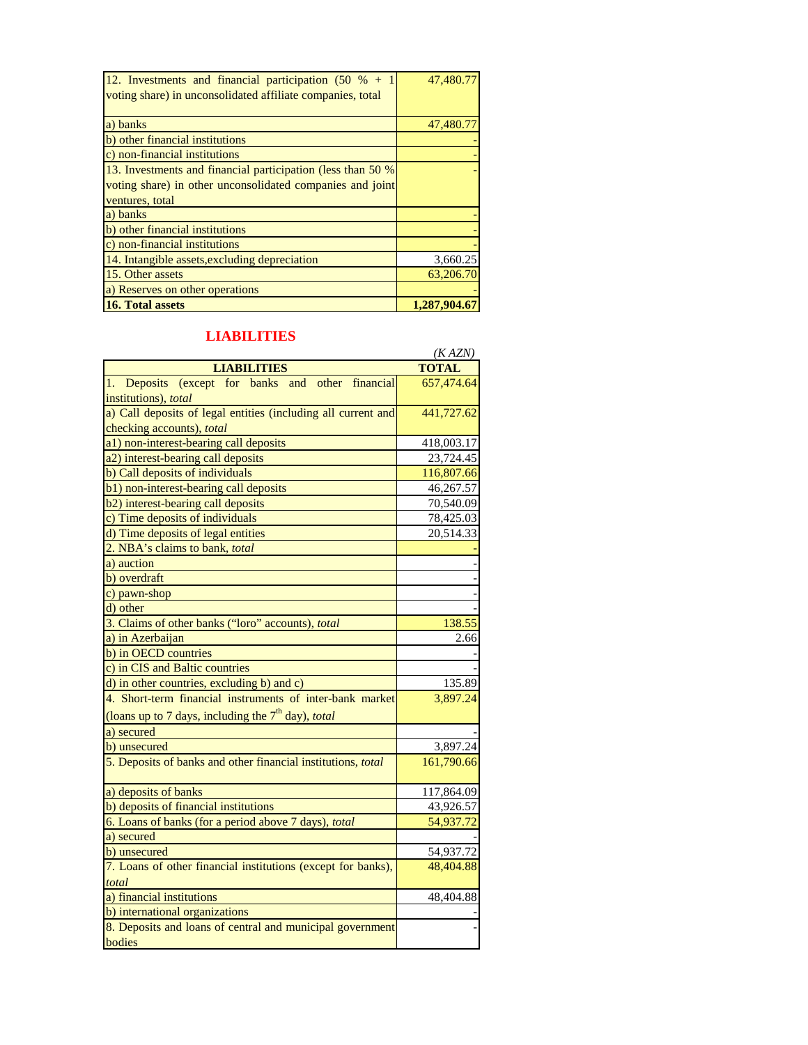| | |
|---|---|
| 12. Investments and financial participation (50 % + 1 voting share) in unconsolidated affiliate companies, total | 47,480.77 |
| a) banks | 47,480.77 |
| b) other financial institutions | - |
| c) non-financial institutions | - |
| 13. Investments and financial participation (less than 50 % voting share) in other unconsolidated companies and joint ventures, total | - |
| a) banks | - |
| b) other financial institutions | - |
| c) non-financial institutions | - |
| 14. Intangible assets,excluding depreciation | 3,660.25 |
| 15. Other assets | 63,206.70 |
| a) Reserves on other operations | - |
| **16. Total assets** | **1,287,904.67** |

## LIABILITIES

*(K AZN)*

| LIABILITIES | TOTAL |
|---|---|
| 1. Deposits (except for banks and other financial institutions), *total* | 657,474.64 |
| a) Call deposits of legal entities (including all current and checking accounts), *total* | 441,727.62 |
| a1) non-interest-bearing call deposits | 418,003.17 |
| a2) interest-bearing call deposits | 23,724.45 |
| b) Call deposits of individuals | 116,807.66 |
| b1) non-interest-bearing call deposits | 46,267.57 |
| b2) interest-bearing call deposits | 70,540.09 |
| c) Time deposits of individuals | 78,425.03 |
| d) Time deposits of legal entities | 20,514.33 |
| 2. NBA's claims to bank, *total* | - |
| a) auction | - |
| b) overdraft | - |
| c) pawn-shop | - |
| d) other | - |
| 3. Claims of other banks ("loro" accounts), *total* | 138.55 |
| a) in Azerbaijan | 2.66 |
| b) in OECD countries | - |
| c) in CIS and Baltic countries | - |
| d) in other countries, excluding b) and c) | 135.89 |
| 4. Short-term financial instruments of inter-bank market (loans up to 7 days, including the 7th day), *total* | 3,897.24 |
| a) secured | - |
| b) unsecured | 3,897.24 |
| 5. Deposits of banks and other financial institutions, *total* | 161,790.66 |
| a) deposits of banks | 117,864.09 |
| b) deposits of financial institutions | 43,926.57 |
| 6. Loans of banks (for a period above 7 days), *total* | 54,937.72 |
| a) secured | - |
| b) unsecured | 54,937.72 |
| 7. Loans of other financial institutions (except for banks), *total* | 48,404.88 |
| a) financial institutions | 48,404.88 |
| b) international organizations | - |
| 8. Deposits and loans of central and municipal government bodies | - |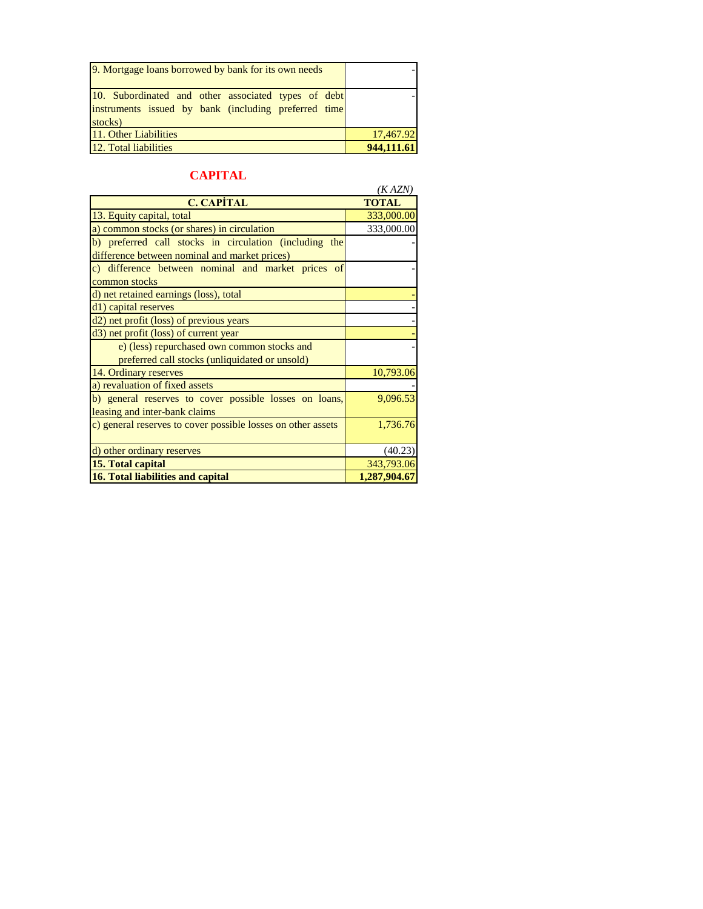| | |
|---|---|
| 9. Mortgage loans borrowed by bank for its own needs | - |
| 10. Subordinated and other associated types of debt instruments issued by bank (including preferred time stocks) | - |
| 11. Other Liabilities | 17,467.92 |
| 12. Total liabilities | **944,111.61** |

## CAPITAL

*(K AZN)*

| C. CAPİTAL | TOTAL |
|---|---|
| 13. Equity capital, total | 333,000.00 |
| a) common stocks (or shares) in circulation | 333,000.00 |
| b) preferred call stocks in circulation (including the difference between nominal and market prices) | - |
| c) difference between nominal and market prices of common stocks | - |
| d) net retained earnings (loss), total | - |
| d1) capital reserves | - |
| d2) net profit (loss) of previous years | - |
| d3) net profit (loss) of current year | - |
| e) (less) repurchased own common stocks and preferred call stocks (unliquidated or unsold) | - |
| 14. Ordinary reserves | 10,793.06 |
| a) revaluation of fixed assets | - |
| b) general reserves to cover possible losses on loans, leasing and inter-bank claims | 9,096.53 |
| c) general reserves to cover possible losses on other assets | 1,736.76 |
| d) other ordinary reserves | (40.23) |
| **15. Total capital** | 343,793.06 |
| **16. Total liabilities and capital** | **1,287,904.67** |